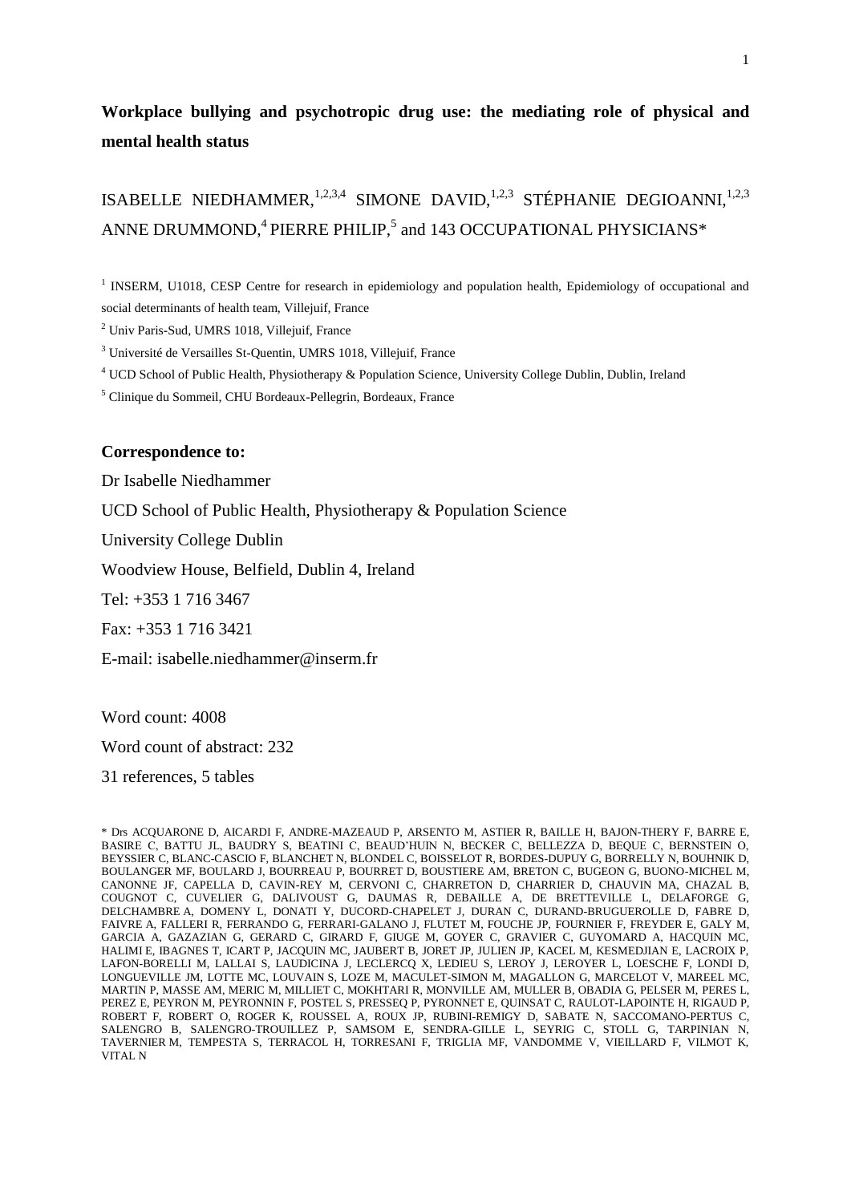# Workplace bullying and psychotropic drug use: the mediating role of physical and mental health status

ISABELLE NIEDHAMMER,[1,2,3,4] SIMONE DAVID,[1,2,3] STÉPHANIE DEGIOANNI,[1,2,3] ANNE DRUMMOND,[4] PIERRE PHILIP,[5] and 143 OCCUPATIONAL PHYSICIANS*

[1] INSERM, U1018, CESP Centre for research in epidemiology and population health, Epidemiology of occupational and social determinants of health team, Villejuif, France

[2] Univ Paris-Sud, UMRS 1018, Villejuif, France

[3] Université de Versailles St-Quentin, UMRS 1018, Villejuif, France

[4] UCD School of Public Health, Physiotherapy & Population Science, University College Dublin, Dublin, Ireland

[5] Clinique du Sommeil, CHU Bordeaux-Pellegrin, Bordeaux, France

**Correspondence to:**

Dr Isabelle Niedhammer

UCD School of Public Health, Physiotherapy & Population Science

University College Dublin

Woodview House, Belfield, Dublin 4, Ireland

Tel: +353 1 716 3467

Fax: +353 1 716 3421

E-mail: isabelle.niedhammer@inserm.fr

Word count: 4008

Word count of abstract: 232

31 references, 5 tables

* Drs ACQUARONE D, AICARDI F, ANDRE-MAZEAUD P, ARSENTO M, ASTIER R, BAILLE H, BAJON-THERY F, BARRE E, BASIRE C, BATTU JL, BAUDRY S, BEATINI C, BEAUD'HUIN N, BECKER C, BELLEZZA D, BEQUE C, BERNSTEIN O, BEYSSIER C, BLANC-CASCIO F, BLANCHET N, BLONDEL C, BOISSELOT R, BORDES-DUPUY G, BORRELLY N, BOUHNIK D, BOULANGER MF, BOULARD J, BOURREAU P, BOURRET D, BOUSTIERE AM, BRETON C, BUGEON G, BUONO-MICHEL M, CANONNE JF, CAPELLA D, CAVIN-REY M, CERVONI C, CHARRETON D, CHARRIER D, CHAUVIN MA, CHAZAL B, COUGNOT C, CUVELIER G, DALIVOUST G, DAUMAS R, DEBAILLE A, DE BRETTEVILLE L, DELAFORGE G, DELCHAMBRE A, DOMENY L, DONATI Y, DUCORD-CHAPELET J, DURAN C, DURAND-BRUGUEROLLE D, FABRE D, FAIVRE A, FALLERI R, FERRANDO G, FERRARI-GALANO J, FLUTET M, FOUCHE JP, FOURNIER F, FREYDER E, GALY M, GARCIA A, GAZAZIAN G, GERARD C, GIRARD F, GIUGE M, GOYER C, GRAVIER C, GUYOMARD A, HACQUIN MC, HALIMI E, IBAGNES T, ICART P, JACQUIN MC, JAUBERT B, JORET JP, JULIEN JP, KACEL M, KESMEDJIAN E, LACROIX P, LAFON-BORELLI M, LALLAI S, LAUDICINA J, LECLERCQ X, LEDIEU S, LEROY J, LEROYER L, LOESCHE F, LONDI D, LONGUEVILLE JM, LOTTE MC, LOUVAIN S, LOZE M, MACULET-SIMON M, MAGALLON G, MARCELOT V, MAREEL MC, MARTIN P, MASSE AM, MERIC M, MILLIET C, MOKHTARI R, MONVILLE AM, MULLER B, OBADIA G, PELSER M, PERES L, PEREZ E, PEYRON M, PEYRONNIN F, POSTEL S, PRESSEQ P, PYRONNET E, QUINSAT C, RAULOT-LAPOINTE H, RIGAUD P, ROBERT F, ROBERT O, ROGER K, ROUSSEL A, ROUX JP, RUBINI-REMIGY D, SABATE N, SACCOMANO-PERTUS C, SALENGRO B, SALENGRO-TROUILLEZ P, SAMSOM E, SENDRA-GILLE L, SEYRIG C, STOLL G, TARPINIAN N, TAVERNIER M, TEMPESTA S, TERRACOL H, TORRESANI F, TRIGLIA MF, VANDOMME V, VIEILLARD F, VILMOT K, VITAL N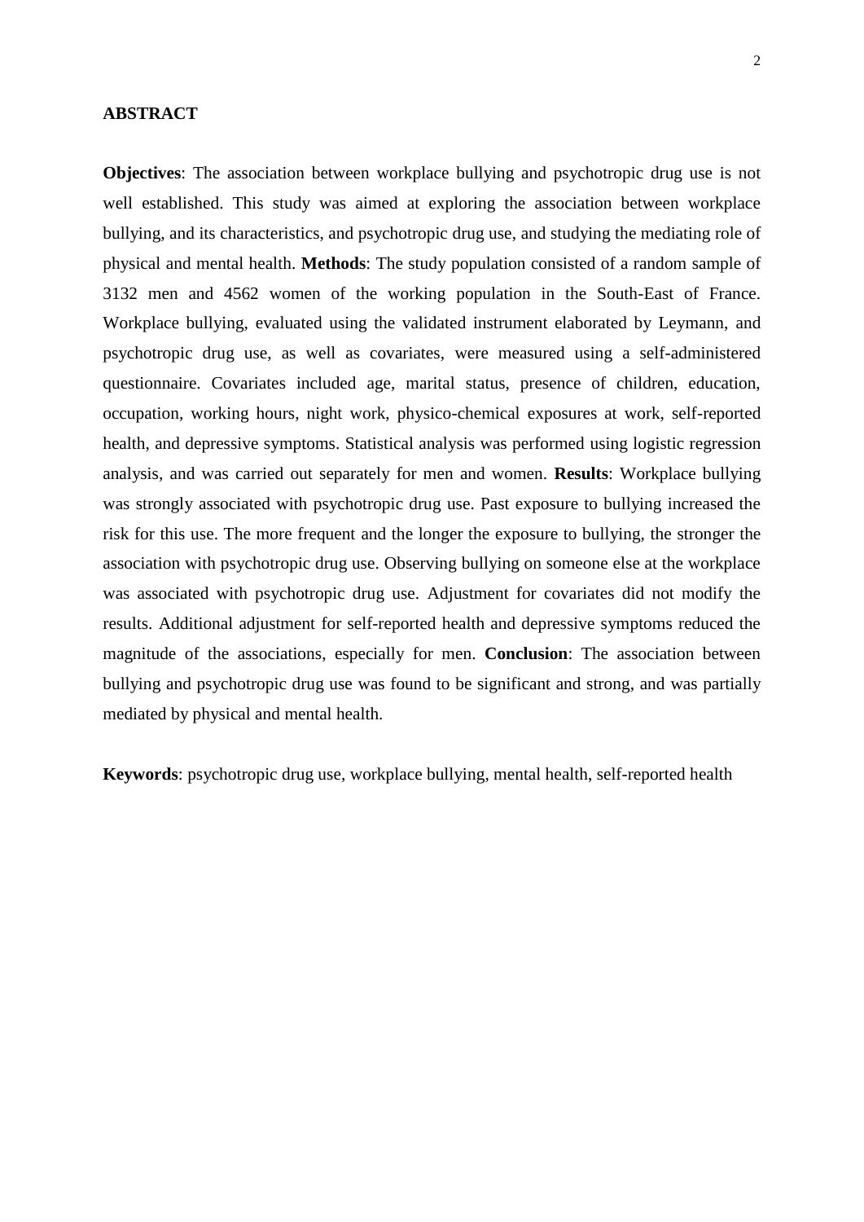## ABSTRACT

**Objectives**: The association between workplace bullying and psychotropic drug use is not well established. This study was aimed at exploring the association between workplace bullying, and its characteristics, and psychotropic drug use, and studying the mediating role of physical and mental health. **Methods**: The study population consisted of a random sample of 3132 men and 4562 women of the working population in the South-East of France. Workplace bullying, evaluated using the validated instrument elaborated by Leymann, and psychotropic drug use, as well as covariates, were measured using a self-administered questionnaire. Covariates included age, marital status, presence of children, education, occupation, working hours, night work, physico-chemical exposures at work, self-reported health, and depressive symptoms. Statistical analysis was performed using logistic regression analysis, and was carried out separately for men and women. **Results**: Workplace bullying was strongly associated with psychotropic drug use. Past exposure to bullying increased the risk for this use. The more frequent and the longer the exposure to bullying, the stronger the association with psychotropic drug use. Observing bullying on someone else at the workplace was associated with psychotropic drug use. Adjustment for covariates did not modify the results. Additional adjustment for self-reported health and depressive symptoms reduced the magnitude of the associations, especially for men. **Conclusion**: The association between bullying and psychotropic drug use was found to be significant and strong, and was partially mediated by physical and mental health.

**Keywords**: psychotropic drug use, workplace bullying, mental health, self-reported health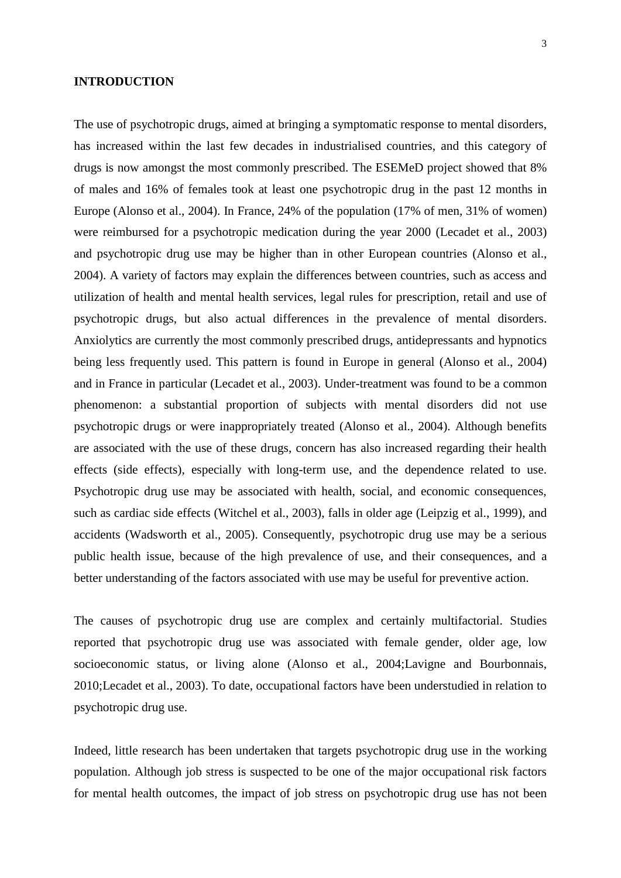## INTRODUCTION

The use of psychotropic drugs, aimed at bringing a symptomatic response to mental disorders, has increased within the last few decades in industrialised countries, and this category of drugs is now amongst the most commonly prescribed. The ESEMeD project showed that 8% of males and 16% of females took at least one psychotropic drug in the past 12 months in Europe (Alonso et al., 2004). In France, 24% of the population (17% of men, 31% of women) were reimbursed for a psychotropic medication during the year 2000 (Lecadet et al., 2003) and psychotropic drug use may be higher than in other European countries (Alonso et al., 2004). A variety of factors may explain the differences between countries, such as access and utilization of health and mental health services, legal rules for prescription, retail and use of psychotropic drugs, but also actual differences in the prevalence of mental disorders. Anxiolytics are currently the most commonly prescribed drugs, antidepressants and hypnotics being less frequently used. This pattern is found in Europe in general (Alonso et al., 2004) and in France in particular (Lecadet et al., 2003). Under-treatment was found to be a common phenomenon: a substantial proportion of subjects with mental disorders did not use psychotropic drugs or were inappropriately treated (Alonso et al., 2004). Although benefits are associated with the use of these drugs, concern has also increased regarding their health effects (side effects), especially with long-term use, and the dependence related to use. Psychotropic drug use may be associated with health, social, and economic consequences, such as cardiac side effects (Witchel et al., 2003), falls in older age (Leipzig et al., 1999), and accidents (Wadsworth et al., 2005). Consequently, psychotropic drug use may be a serious public health issue, because of the high prevalence of use, and their consequences, and a better understanding of the factors associated with use may be useful for preventive action.

The causes of psychotropic drug use are complex and certainly multifactorial. Studies reported that psychotropic drug use was associated with female gender, older age, low socioeconomic status, or living alone (Alonso et al., 2004;Lavigne and Bourbonnais, 2010;Lecadet et al., 2003). To date, occupational factors have been understudied in relation to psychotropic drug use.

Indeed, little research has been undertaken that targets psychotropic drug use in the working population. Although job stress is suspected to be one of the major occupational risk factors for mental health outcomes, the impact of job stress on psychotropic drug use has not been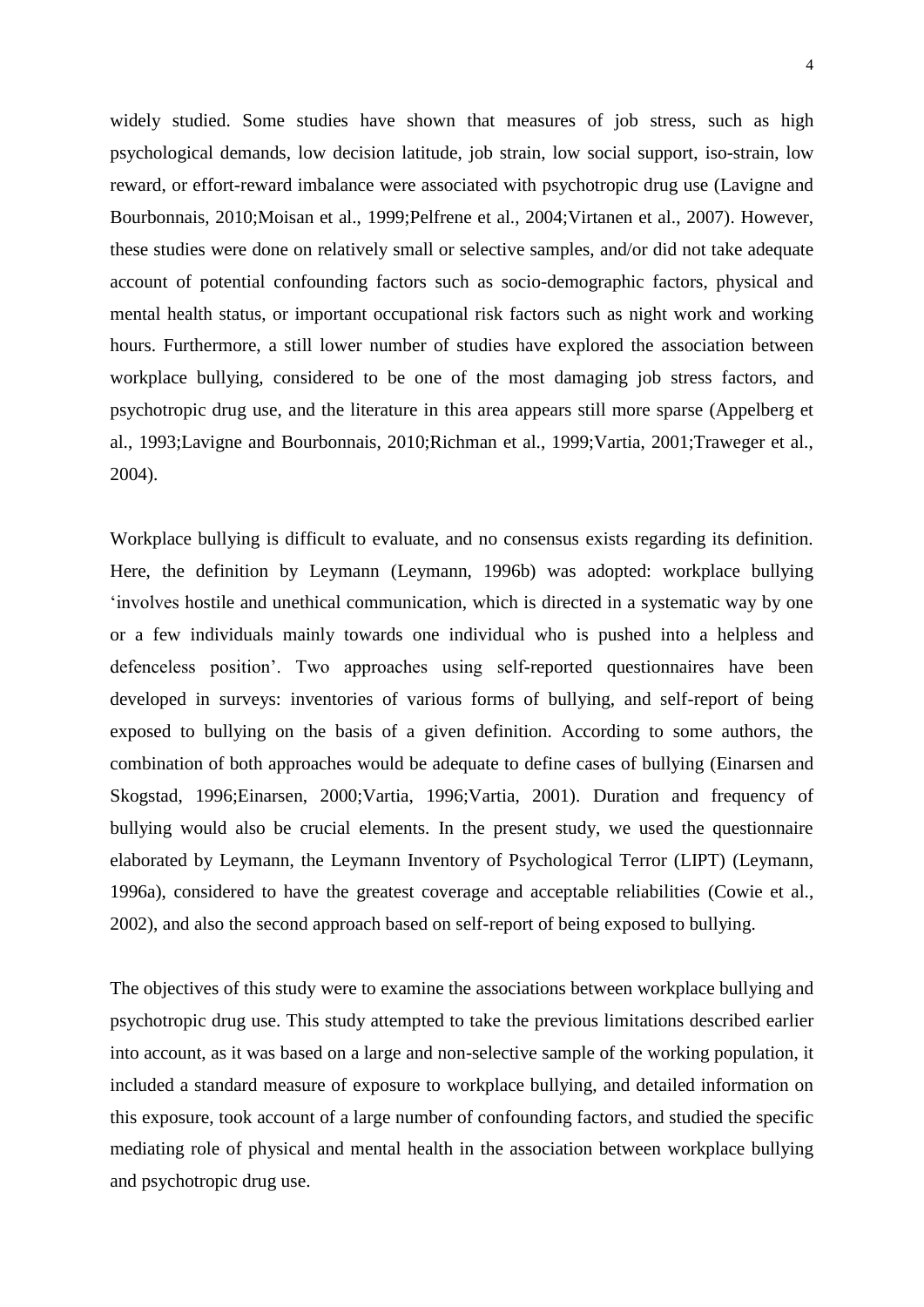widely studied. Some studies have shown that measures of job stress, such as high psychological demands, low decision latitude, job strain, low social support, iso-strain, low reward, or effort-reward imbalance were associated with psychotropic drug use (Lavigne and Bourbonnais, 2010;Moisan et al., 1999;Pelfrene et al., 2004;Virtanen et al., 2007). However, these studies were done on relatively small or selective samples, and/or did not take adequate account of potential confounding factors such as socio-demographic factors, physical and mental health status, or important occupational risk factors such as night work and working hours. Furthermore, a still lower number of studies have explored the association between workplace bullying, considered to be one of the most damaging job stress factors, and psychotropic drug use, and the literature in this area appears still more sparse (Appelberg et al., 1993;Lavigne and Bourbonnais, 2010;Richman et al., 1999;Vartia, 2001;Traweger et al., 2004).

Workplace bullying is difficult to evaluate, and no consensus exists regarding its definition. Here, the definition by Leymann (Leymann, 1996b) was adopted: workplace bullying 'involves hostile and unethical communication, which is directed in a systematic way by one or a few individuals mainly towards one individual who is pushed into a helpless and defenceless position'. Two approaches using self-reported questionnaires have been developed in surveys: inventories of various forms of bullying, and self-report of being exposed to bullying on the basis of a given definition. According to some authors, the combination of both approaches would be adequate to define cases of bullying (Einarsen and Skogstad, 1996;Einarsen, 2000;Vartia, 1996;Vartia, 2001). Duration and frequency of bullying would also be crucial elements. In the present study, we used the questionnaire elaborated by Leymann, the Leymann Inventory of Psychological Terror (LIPT) (Leymann, 1996a), considered to have the greatest coverage and acceptable reliabilities (Cowie et al., 2002), and also the second approach based on self-report of being exposed to bullying.

The objectives of this study were to examine the associations between workplace bullying and psychotropic drug use. This study attempted to take the previous limitations described earlier into account, as it was based on a large and non-selective sample of the working population, it included a standard measure of exposure to workplace bullying, and detailed information on this exposure, took account of a large number of confounding factors, and studied the specific mediating role of physical and mental health in the association between workplace bullying and psychotropic drug use.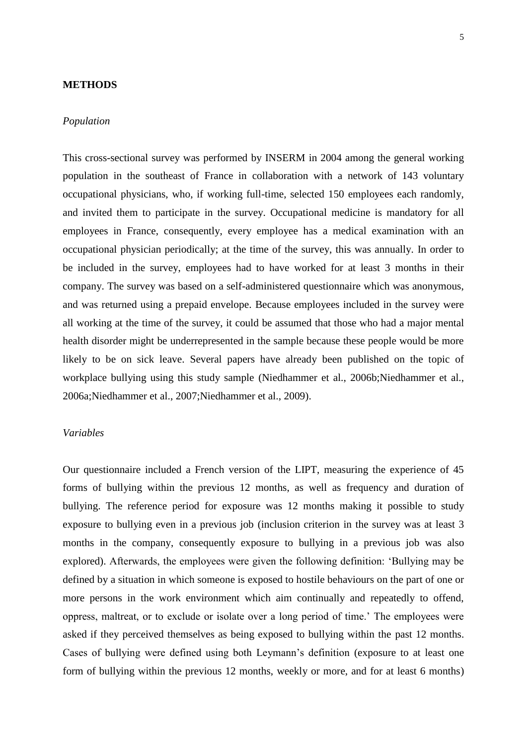## METHODS

### *Population*

This cross-sectional survey was performed by INSERM in 2004 among the general working population in the southeast of France in collaboration with a network of 143 voluntary occupational physicians, who, if working full-time, selected 150 employees each randomly, and invited them to participate in the survey. Occupational medicine is mandatory for all employees in France, consequently, every employee has a medical examination with an occupational physician periodically; at the time of the survey, this was annually. In order to be included in the survey, employees had to have worked for at least 3 months in their company. The survey was based on a self-administered questionnaire which was anonymous, and was returned using a prepaid envelope. Because employees included in the survey were all working at the time of the survey, it could be assumed that those who had a major mental health disorder might be underrepresented in the sample because these people would be more likely to be on sick leave. Several papers have already been published on the topic of workplace bullying using this study sample (Niedhammer et al., 2006b;Niedhammer et al., 2006a;Niedhammer et al., 2007;Niedhammer et al., 2009).

### *Variables*

Our questionnaire included a French version of the LIPT, measuring the experience of 45 forms of bullying within the previous 12 months, as well as frequency and duration of bullying. The reference period for exposure was 12 months making it possible to study exposure to bullying even in a previous job (inclusion criterion in the survey was at least 3 months in the company, consequently exposure to bullying in a previous job was also explored). Afterwards, the employees were given the following definition: 'Bullying may be defined by a situation in which someone is exposed to hostile behaviours on the part of one or more persons in the work environment which aim continually and repeatedly to offend, oppress, maltreat, or to exclude or isolate over a long period of time.' The employees were asked if they perceived themselves as being exposed to bullying within the past 12 months. Cases of bullying were defined using both Leymann's definition (exposure to at least one form of bullying within the previous 12 months, weekly or more, and for at least 6 months)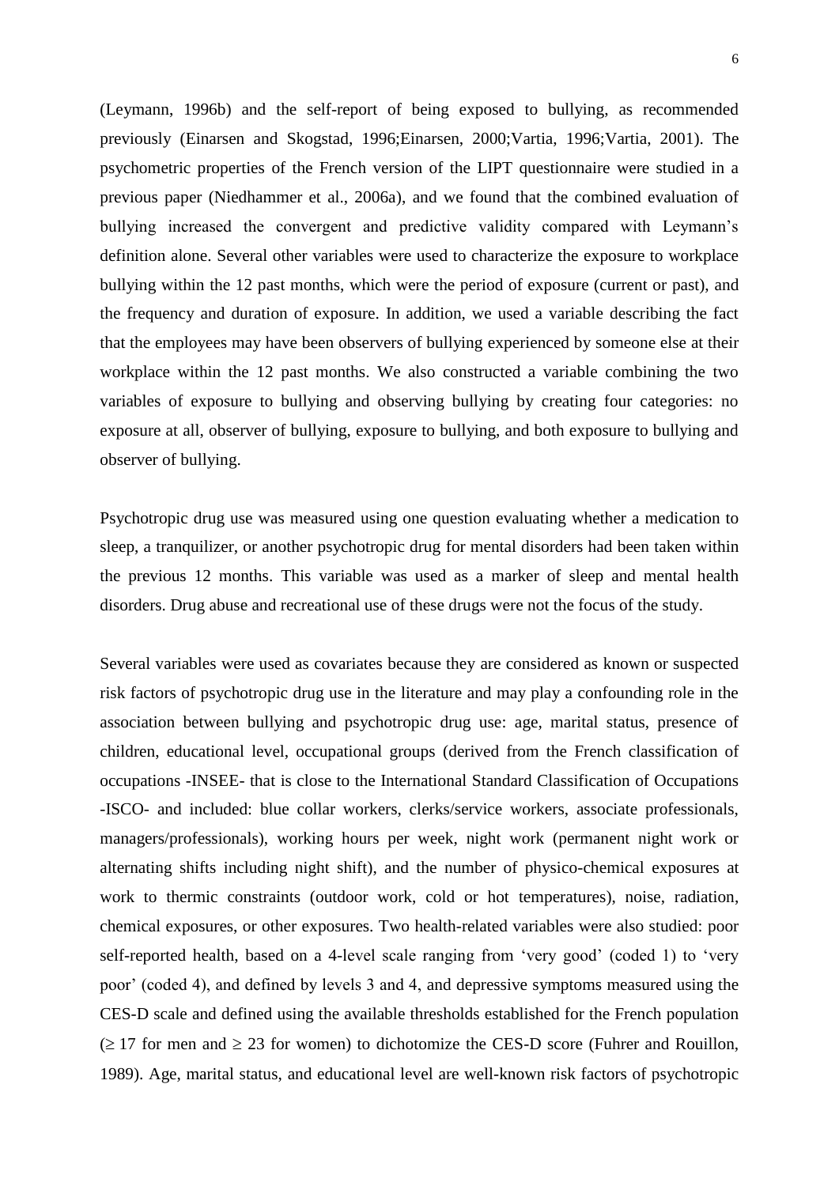(Leymann, 1996b) and the self-report of being exposed to bullying, as recommended previously (Einarsen and Skogstad, 1996;Einarsen, 2000;Vartia, 1996;Vartia, 2001). The psychometric properties of the French version of the LIPT questionnaire were studied in a previous paper (Niedhammer et al., 2006a), and we found that the combined evaluation of bullying increased the convergent and predictive validity compared with Leymann's definition alone. Several other variables were used to characterize the exposure to workplace bullying within the 12 past months, which were the period of exposure (current or past), and the frequency and duration of exposure. In addition, we used a variable describing the fact that the employees may have been observers of bullying experienced by someone else at their workplace within the 12 past months. We also constructed a variable combining the two variables of exposure to bullying and observing bullying by creating four categories: no exposure at all, observer of bullying, exposure to bullying, and both exposure to bullying and observer of bullying.

Psychotropic drug use was measured using one question evaluating whether a medication to sleep, a tranquilizer, or another psychotropic drug for mental disorders had been taken within the previous 12 months. This variable was used as a marker of sleep and mental health disorders. Drug abuse and recreational use of these drugs were not the focus of the study.

Several variables were used as covariates because they are considered as known or suspected risk factors of psychotropic drug use in the literature and may play a confounding role in the association between bullying and psychotropic drug use: age, marital status, presence of children, educational level, occupational groups (derived from the French classification of occupations -INSEE- that is close to the International Standard Classification of Occupations -ISCO- and included: blue collar workers, clerks/service workers, associate professionals, managers/professionals), working hours per week, night work (permanent night work or alternating shifts including night shift), and the number of physico-chemical exposures at work to thermic constraints (outdoor work, cold or hot temperatures), noise, radiation, chemical exposures, or other exposures. Two health-related variables were also studied: poor self-reported health, based on a 4-level scale ranging from 'very good' (coded 1) to 'very poor' (coded 4), and defined by levels 3 and 4, and depressive symptoms measured using the CES-D scale and defined using the available thresholds established for the French population ($\geq 17$ for men and $\geq 23$ for women) to dichotomize the CES-D score (Fuhrer and Rouillon, 1989). Age, marital status, and educational level are well-known risk factors of psychotropic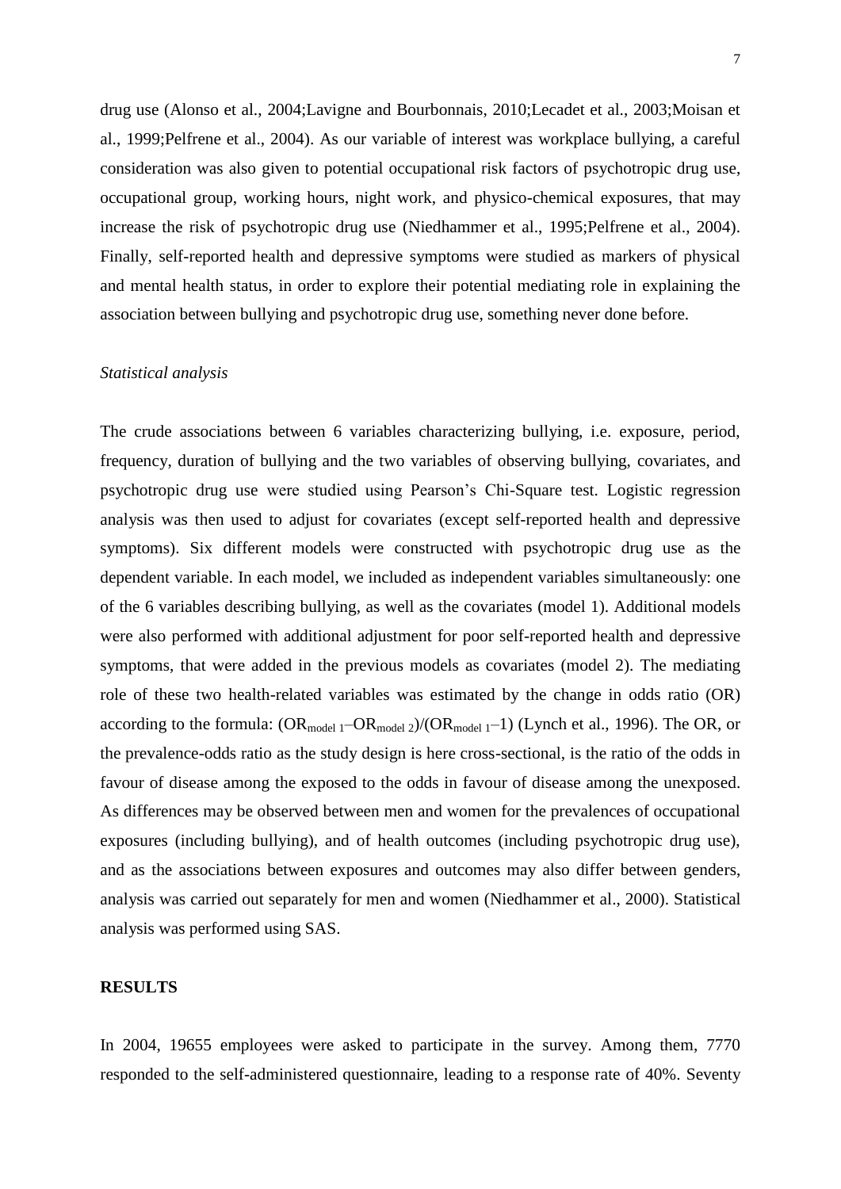drug use (Alonso et al., 2004;Lavigne and Bourbonnais, 2010;Lecadet et al., 2003;Moisan et al., 1999;Pelfrene et al., 2004). As our variable of interest was workplace bullying, a careful consideration was also given to potential occupational risk factors of psychotropic drug use, occupational group, working hours, night work, and physico-chemical exposures, that may increase the risk of psychotropic drug use (Niedhammer et al., 1995;Pelfrene et al., 2004). Finally, self-reported health and depressive symptoms were studied as markers of physical and mental health status, in order to explore their potential mediating role in explaining the association between bullying and psychotropic drug use, something never done before.

*Statistical analysis*

The crude associations between 6 variables characterizing bullying, i.e. exposure, period, frequency, duration of bullying and the two variables of observing bullying, covariates, and psychotropic drug use were studied using Pearson's Chi-Square test. Logistic regression analysis was then used to adjust for covariates (except self-reported health and depressive symptoms). Six different models were constructed with psychotropic drug use as the dependent variable. In each model, we included as independent variables simultaneously: one of the 6 variables describing bullying, as well as the covariates (model 1). Additional models were also performed with additional adjustment for poor self-reported health and depressive symptoms, that were added in the previous models as covariates (model 2). The mediating role of these two health-related variables was estimated by the change in odds ratio (OR) according to the formula: $(OR_{model\ 1} – OR_{model\ 2})/(OR_{model\ 1} – 1)$ (Lynch et al., 1996). The OR, or the prevalence-odds ratio as the study design is here cross-sectional, is the ratio of the odds in favour of disease among the exposed to the odds in favour of disease among the unexposed. As differences may be observed between men and women for the prevalences of occupational exposures (including bullying), and of health outcomes (including psychotropic drug use), and as the associations between exposures and outcomes may also differ between genders, analysis was carried out separately for men and women (Niedhammer et al., 2000). Statistical analysis was performed using SAS.

## RESULTS

In 2004, 19655 employees were asked to participate in the survey. Among them, 7770 responded to the self-administered questionnaire, leading to a response rate of 40%. Seventy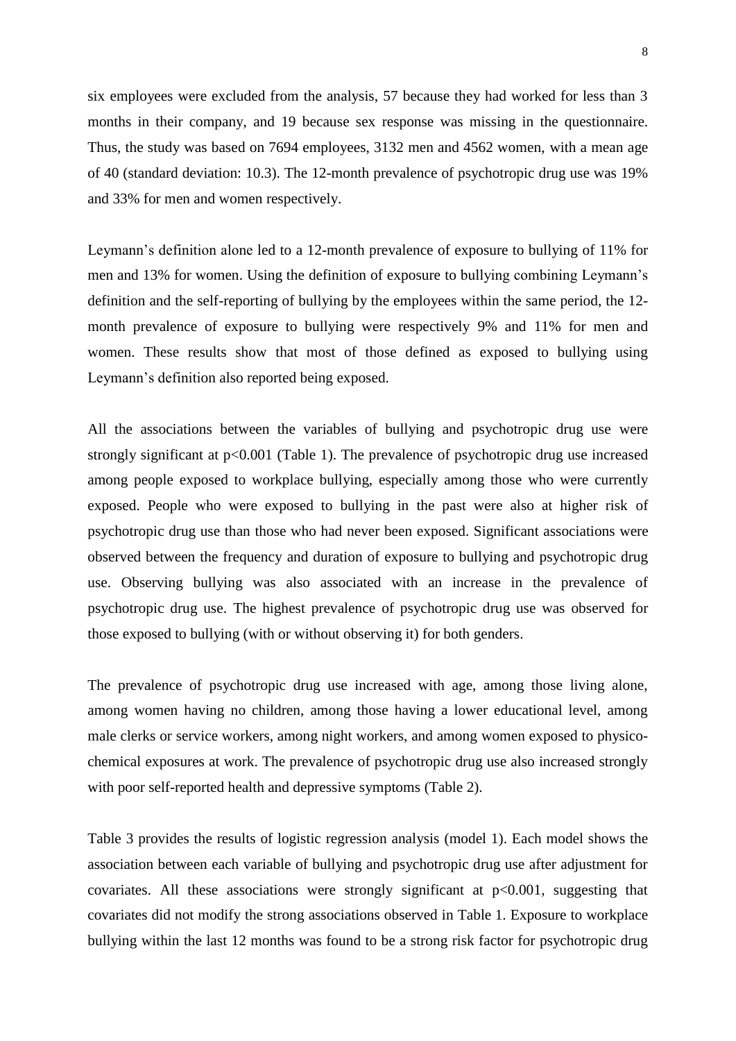six employees were excluded from the analysis, 57 because they had worked for less than 3 months in their company, and 19 because sex response was missing in the questionnaire. Thus, the study was based on 7694 employees, 3132 men and 4562 women, with a mean age of 40 (standard deviation: 10.3). The 12-month prevalence of psychotropic drug use was 19% and 33% for men and women respectively.

Leymann's definition alone led to a 12-month prevalence of exposure to bullying of 11% for men and 13% for women. Using the definition of exposure to bullying combining Leymann's definition and the self-reporting of bullying by the employees within the same period, the 12-month prevalence of exposure to bullying were respectively 9% and 11% for men and women. These results show that most of those defined as exposed to bullying using Leymann's definition also reported being exposed.

All the associations between the variables of bullying and psychotropic drug use were strongly significant at $p<0.001$ (Table 1). The prevalence of psychotropic drug use increased among people exposed to workplace bullying, especially among those who were currently exposed. People who were exposed to bullying in the past were also at higher risk of psychotropic drug use than those who had never been exposed. Significant associations were observed between the frequency and duration of exposure to bullying and psychotropic drug use. Observing bullying was also associated with an increase in the prevalence of psychotropic drug use. The highest prevalence of psychotropic drug use was observed for those exposed to bullying (with or without observing it) for both genders.

The prevalence of psychotropic drug use increased with age, among those living alone, among women having no children, among those having a lower educational level, among male clerks or service workers, among night workers, and among women exposed to physico-chemical exposures at work. The prevalence of psychotropic drug use also increased strongly with poor self-reported health and depressive symptoms (Table 2).

Table 3 provides the results of logistic regression analysis (model 1). Each model shows the association between each variable of bullying and psychotropic drug use after adjustment for covariates. All these associations were strongly significant at $p<0.001$, suggesting that covariates did not modify the strong associations observed in Table 1. Exposure to workplace bullying within the last 12 months was found to be a strong risk factor for psychotropic drug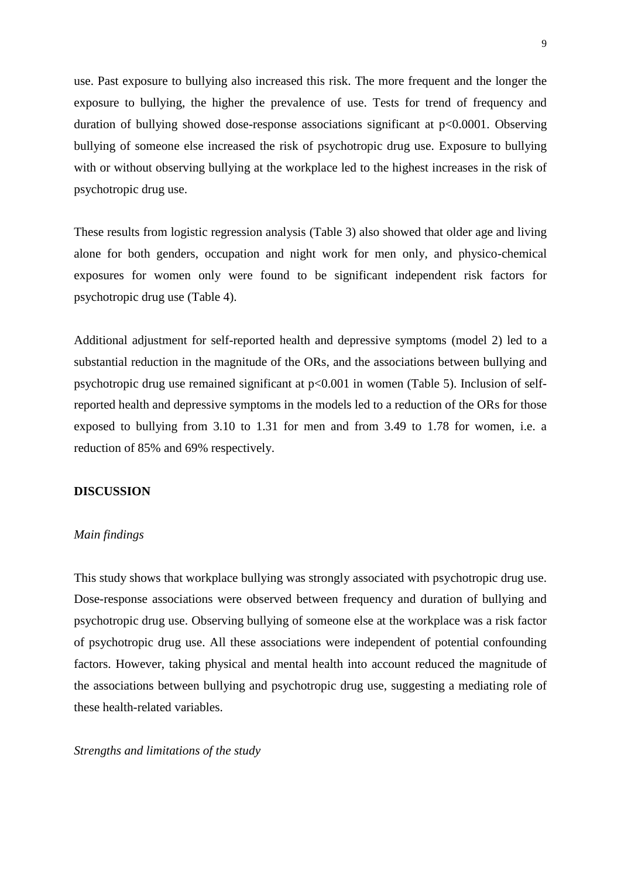use. Past exposure to bullying also increased this risk. The more frequent and the longer the exposure to bullying, the higher the prevalence of use. Tests for trend of frequency and duration of bullying showed dose-response associations significant at $p<0.0001$. Observing bullying of someone else increased the risk of psychotropic drug use. Exposure to bullying with or without observing bullying at the workplace led to the highest increases in the risk of psychotropic drug use.

These results from logistic regression analysis (Table 3) also showed that older age and living alone for both genders, occupation and night work for men only, and physico-chemical exposures for women only were found to be significant independent risk factors for psychotropic drug use (Table 4).

Additional adjustment for self-reported health and depressive symptoms (model 2) led to a substantial reduction in the magnitude of the ORs, and the associations between bullying and psychotropic drug use remained significant at $p<0.001$ in women (Table 5). Inclusion of self-reported health and depressive symptoms in the models led to a reduction of the ORs for those exposed to bullying from 3.10 to 1.31 for men and from 3.49 to 1.78 for women, i.e. a reduction of 85% and 69% respectively.

## DISCUSSION

### *Main findings*

This study shows that workplace bullying was strongly associated with psychotropic drug use. Dose-response associations were observed between frequency and duration of bullying and psychotropic drug use. Observing bullying of someone else at the workplace was a risk factor of psychotropic drug use. All these associations were independent of potential confounding factors. However, taking physical and mental health into account reduced the magnitude of the associations between bullying and psychotropic drug use, suggesting a mediating role of these health-related variables.

### *Strengths and limitations of the study*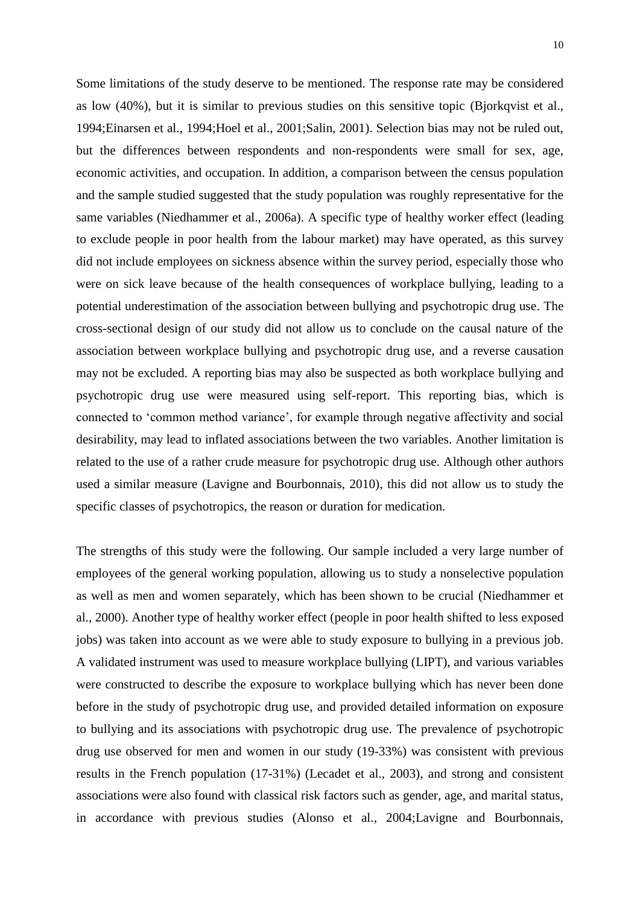Some limitations of the study deserve to be mentioned. The response rate may be considered as low (40%), but it is similar to previous studies on this sensitive topic (Bjorkqvist et al., 1994;Einarsen et al., 1994;Hoel et al., 2001;Salin, 2001). Selection bias may not be ruled out, but the differences between respondents and non-respondents were small for sex, age, economic activities, and occupation. In addition, a comparison between the census population and the sample studied suggested that the study population was roughly representative for the same variables (Niedhammer et al., 2006a). A specific type of healthy worker effect (leading to exclude people in poor health from the labour market) may have operated, as this survey did not include employees on sickness absence within the survey period, especially those who were on sick leave because of the health consequences of workplace bullying, leading to a potential underestimation of the association between bullying and psychotropic drug use. The cross-sectional design of our study did not allow us to conclude on the causal nature of the association between workplace bullying and psychotropic drug use, and a reverse causation may not be excluded. A reporting bias may also be suspected as both workplace bullying and psychotropic drug use were measured using self-report. This reporting bias, which is connected to 'common method variance', for example through negative affectivity and social desirability, may lead to inflated associations between the two variables. Another limitation is related to the use of a rather crude measure for psychotropic drug use. Although other authors used a similar measure (Lavigne and Bourbonnais, 2010), this did not allow us to study the specific classes of psychotropics, the reason or duration for medication.

The strengths of this study were the following. Our sample included a very large number of employees of the general working population, allowing us to study a nonselective population as well as men and women separately, which has been shown to be crucial (Niedhammer et al., 2000). Another type of healthy worker effect (people in poor health shifted to less exposed jobs) was taken into account as we were able to study exposure to bullying in a previous job. A validated instrument was used to measure workplace bullying (LIPT), and various variables were constructed to describe the exposure to workplace bullying which has never been done before in the study of psychotropic drug use, and provided detailed information on exposure to bullying and its associations with psychotropic drug use. The prevalence of psychotropic drug use observed for men and women in our study (19-33%) was consistent with previous results in the French population (17-31%) (Lecadet et al., 2003), and strong and consistent associations were also found with classical risk factors such as gender, age, and marital status, in accordance with previous studies (Alonso et al., 2004;Lavigne and Bourbonnais,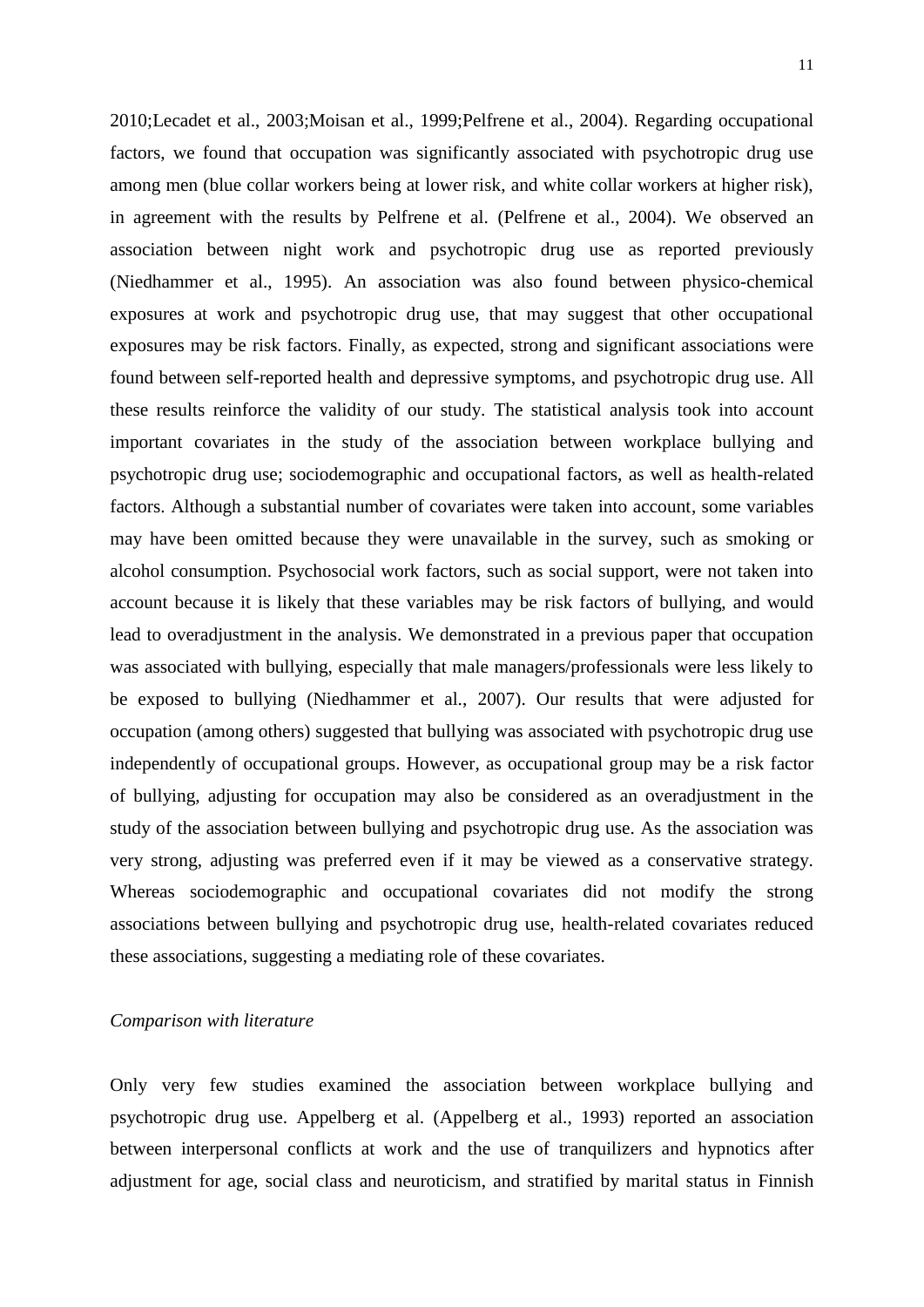2010;Lecadet et al., 2003;Moisan et al., 1999;Pelfrene et al., 2004). Regarding occupational factors, we found that occupation was significantly associated with psychotropic drug use among men (blue collar workers being at lower risk, and white collar workers at higher risk), in agreement with the results by Pelfrene et al. (Pelfrene et al., 2004). We observed an association between night work and psychotropic drug use as reported previously (Niedhammer et al., 1995). An association was also found between physico-chemical exposures at work and psychotropic drug use, that may suggest that other occupational exposures may be risk factors. Finally, as expected, strong and significant associations were found between self-reported health and depressive symptoms, and psychotropic drug use. All these results reinforce the validity of our study. The statistical analysis took into account important covariates in the study of the association between workplace bullying and psychotropic drug use; sociodemographic and occupational factors, as well as health-related factors. Although a substantial number of covariates were taken into account, some variables may have been omitted because they were unavailable in the survey, such as smoking or alcohol consumption. Psychosocial work factors, such as social support, were not taken into account because it is likely that these variables may be risk factors of bullying, and would lead to overadjustment in the analysis. We demonstrated in a previous paper that occupation was associated with bullying, especially that male managers/professionals were less likely to be exposed to bullying (Niedhammer et al., 2007). Our results that were adjusted for occupation (among others) suggested that bullying was associated with psychotropic drug use independently of occupational groups. However, as occupational group may be a risk factor of bullying, adjusting for occupation may also be considered as an overadjustment in the study of the association between bullying and psychotropic drug use. As the association was very strong, adjusting was preferred even if it may be viewed as a conservative strategy. Whereas sociodemographic and occupational covariates did not modify the strong associations between bullying and psychotropic drug use, health-related covariates reduced these associations, suggesting a mediating role of these covariates.

*Comparison with literature*

Only very few studies examined the association between workplace bullying and psychotropic drug use. Appelberg et al. (Appelberg et al., 1993) reported an association between interpersonal conflicts at work and the use of tranquilizers and hypnotics after adjustment for age, social class and neuroticism, and stratified by marital status in Finnish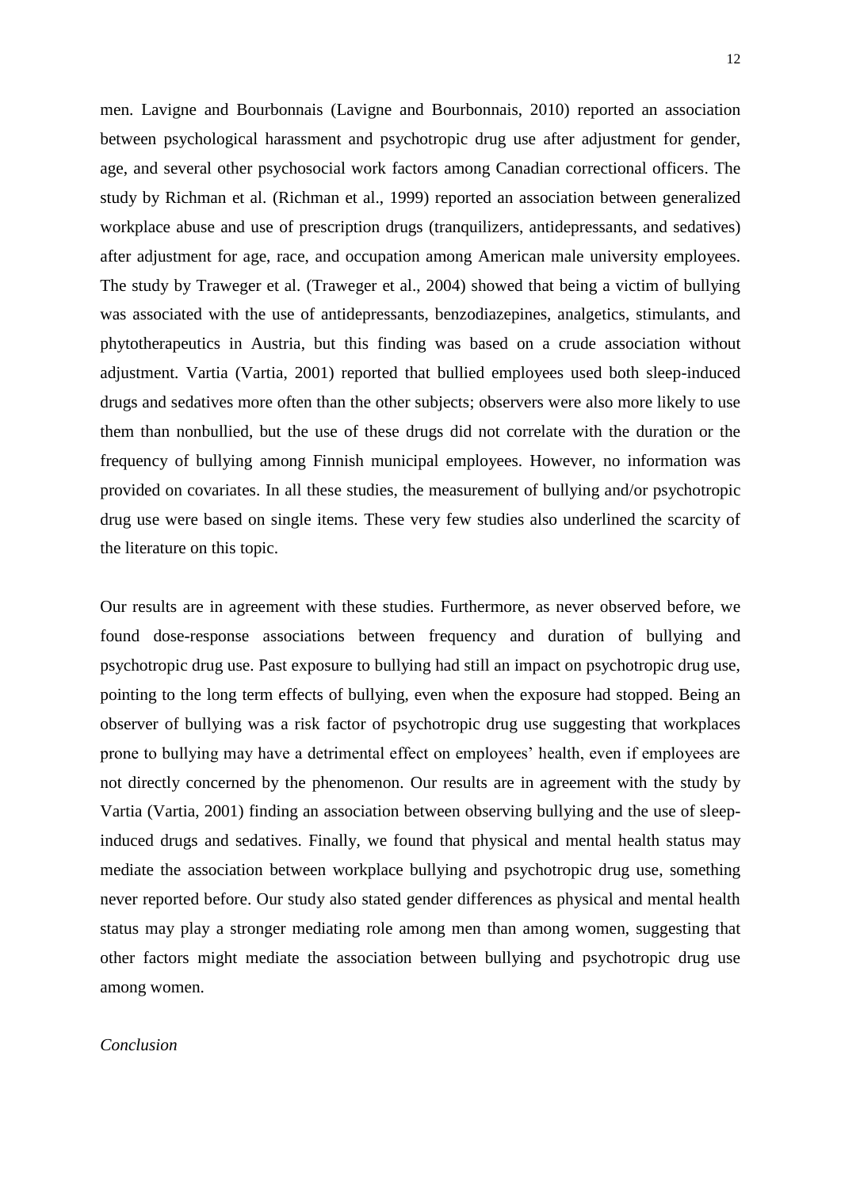men. Lavigne and Bourbonnais (Lavigne and Bourbonnais, 2010) reported an association between psychological harassment and psychotropic drug use after adjustment for gender, age, and several other psychosocial work factors among Canadian correctional officers. The study by Richman et al. (Richman et al., 1999) reported an association between generalized workplace abuse and use of prescription drugs (tranquilizers, antidepressants, and sedatives) after adjustment for age, race, and occupation among American male university employees. The study by Traweger et al. (Traweger et al., 2004) showed that being a victim of bullying was associated with the use of antidepressants, benzodiazepines, analgetics, stimulants, and phytotherapeutics in Austria, but this finding was based on a crude association without adjustment. Vartia (Vartia, 2001) reported that bullied employees used both sleep-induced drugs and sedatives more often than the other subjects; observers were also more likely to use them than nonbullied, but the use of these drugs did not correlate with the duration or the frequency of bullying among Finnish municipal employees. However, no information was provided on covariates. In all these studies, the measurement of bullying and/or psychotropic drug use were based on single items. These very few studies also underlined the scarcity of the literature on this topic.

Our results are in agreement with these studies. Furthermore, as never observed before, we found dose-response associations between frequency and duration of bullying and psychotropic drug use. Past exposure to bullying had still an impact on psychotropic drug use, pointing to the long term effects of bullying, even when the exposure had stopped. Being an observer of bullying was a risk factor of psychotropic drug use suggesting that workplaces prone to bullying may have a detrimental effect on employees' health, even if employees are not directly concerned by the phenomenon. Our results are in agreement with the study by Vartia (Vartia, 2001) finding an association between observing bullying and the use of sleep-induced drugs and sedatives. Finally, we found that physical and mental health status may mediate the association between workplace bullying and psychotropic drug use, something never reported before. Our study also stated gender differences as physical and mental health status may play a stronger mediating role among men than among women, suggesting that other factors might mediate the association between bullying and psychotropic drug use among women.

*Conclusion*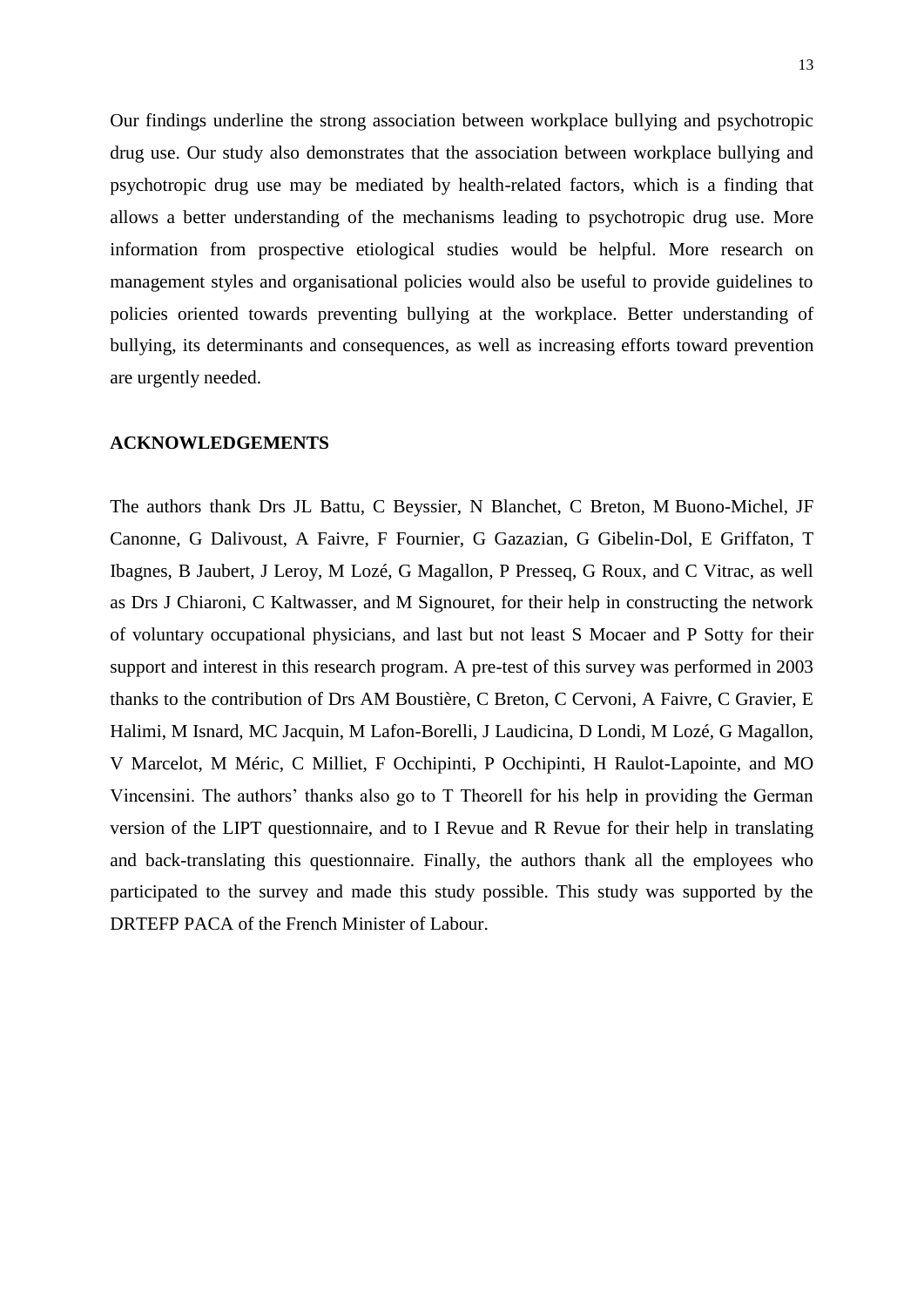Our findings underline the strong association between workplace bullying and psychotropic drug use. Our study also demonstrates that the association between workplace bullying and psychotropic drug use may be mediated by health-related factors, which is a finding that allows a better understanding of the mechanisms leading to psychotropic drug use. More information from prospective etiological studies would be helpful. More research on management styles and organisational policies would also be useful to provide guidelines to policies oriented towards preventing bullying at the workplace. Better understanding of bullying, its determinants and consequences, as well as increasing efforts toward prevention are urgently needed.

## ACKNOWLEDGEMENTS

The authors thank Drs JL Battu, C Beyssier, N Blanchet, C Breton, M Buono-Michel, JF Canonne, G Dalivoust, A Faivre, F Fournier, G Gazazian, G Gibelin-Dol, E Griffaton, T Ibagnes, B Jaubert, J Leroy, M Lozé, G Magallon, P Presseq, G Roux, and C Vitrac, as well as Drs J Chiaroni, C Kaltwasser, and M Signouret, for their help in constructing the network of voluntary occupational physicians, and last but not least S Mocaer and P Sotty for their support and interest in this research program. A pre-test of this survey was performed in 2003 thanks to the contribution of Drs AM Boustière, C Breton, C Cervoni, A Faivre, C Gravier, E Halimi, M Isnard, MC Jacquin, M Lafon-Borelli, J Laudicina, D Londi, M Lozé, G Magallon, V Marcelot, M Méric, C Milliet, F Occhipinti, P Occhipinti, H Raulot-Lapointe, and MO Vincensini. The authors' thanks also go to T Theorell for his help in providing the German version of the LIPT questionnaire, and to I Revue and R Revue for their help in translating and back-translating this questionnaire. Finally, the authors thank all the employees who participated to the survey and made this study possible. This study was supported by the DRTEFP PACA of the French Minister of Labour.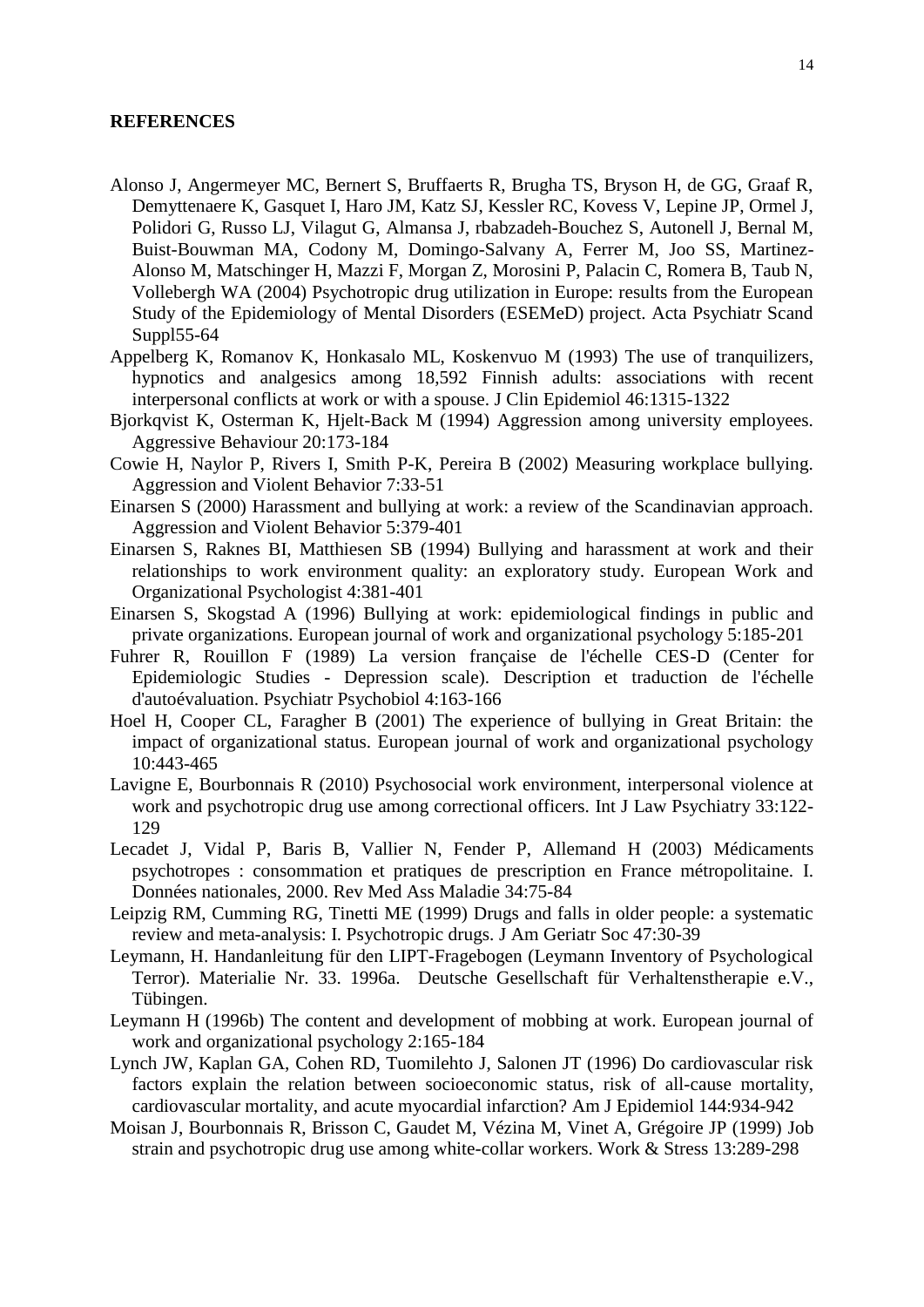**REFERENCES**

Alonso J, Angermeyer MC, Bernert S, Bruffaerts R, Brugha TS, Bryson H, de GG, Graaf R, Demyttenaere K, Gasquet I, Haro JM, Katz SJ, Kessler RC, Kovess V, Lepine JP, Ormel J, Polidori G, Russo LJ, Vilagut G, Almansa J, rbabzadeh-Bouchez S, Autonell J, Bernal M, Buist-Bouwman MA, Codony M, Domingo-Salvany A, Ferrer M, Joo SS, Martinez-Alonso M, Matschinger H, Mazzi F, Morgan Z, Morosini P, Palacin C, Romera B, Taub N, Vollebergh WA (2004) Psychotropic drug utilization in Europe: results from the European Study of the Epidemiology of Mental Disorders (ESEMeD) project. Acta Psychiatr Scand Suppl55-64

Appelberg K, Romanov K, Honkasalo ML, Koskenvuo M (1993) The use of tranquilizers, hypnotics and analgesics among 18,592 Finnish adults: associations with recent interpersonal conflicts at work or with a spouse. J Clin Epidemiol 46:1315-1322

Bjorkqvist K, Osterman K, Hjelt-Back M (1994) Aggression among university employees. Aggressive Behaviour 20:173-184

Cowie H, Naylor P, Rivers I, Smith P-K, Pereira B (2002) Measuring workplace bullying. Aggression and Violent Behavior 7:33-51

Einarsen S (2000) Harassment and bullying at work: a review of the Scandinavian approach. Aggression and Violent Behavior 5:379-401

Einarsen S, Raknes BI, Matthiesen SB (1994) Bullying and harassment at work and their relationships to work environment quality: an exploratory study. European Work and Organizational Psychologist 4:381-401

Einarsen S, Skogstad A (1996) Bullying at work: epidemiological findings in public and private organizations. European journal of work and organizational psychology 5:185-201

Fuhrer R, Rouillon F (1989) La version française de l'échelle CES-D (Center for Epidemiologic Studies - Depression scale). Description et traduction de l'échelle d'autoévaluation. Psychiatr Psychobiol 4:163-166

Hoel H, Cooper CL, Faragher B (2001) The experience of bullying in Great Britain: the impact of organizational status. European journal of work and organizational psychology 10:443-465

Lavigne E, Bourbonnais R (2010) Psychosocial work environment, interpersonal violence at work and psychotropic drug use among correctional officers. Int J Law Psychiatry 33:122-129

Lecadet J, Vidal P, Baris B, Vallier N, Fender P, Allemand H (2003) Médicaments psychotropes : consommation et pratiques de prescription en France métropolitaine. I. Données nationales, 2000. Rev Med Ass Maladie 34:75-84

Leipzig RM, Cumming RG, Tinetti ME (1999) Drugs and falls in older people: a systematic review and meta-analysis: I. Psychotropic drugs. J Am Geriatr Soc 47:30-39

Leymann, H. Handanleitung für den LIPT-Fragebogen (Leymann Inventory of Psychological Terror). Materialie Nr. 33. 1996a. Deutsche Gesellschaft für Verhaltenstherapie e.V., Tübingen.

Leymann H (1996b) The content and development of mobbing at work. European journal of work and organizational psychology 2:165-184

Lynch JW, Kaplan GA, Cohen RD, Tuomilehto J, Salonen JT (1996) Do cardiovascular risk factors explain the relation between socioeconomic status, risk of all-cause mortality, cardiovascular mortality, and acute myocardial infarction? Am J Epidemiol 144:934-942

Moisan J, Bourbonnais R, Brisson C, Gaudet M, Vézina M, Vinet A, Grégoire JP (1999) Job strain and psychotropic drug use among white-collar workers. Work & Stress 13:289-298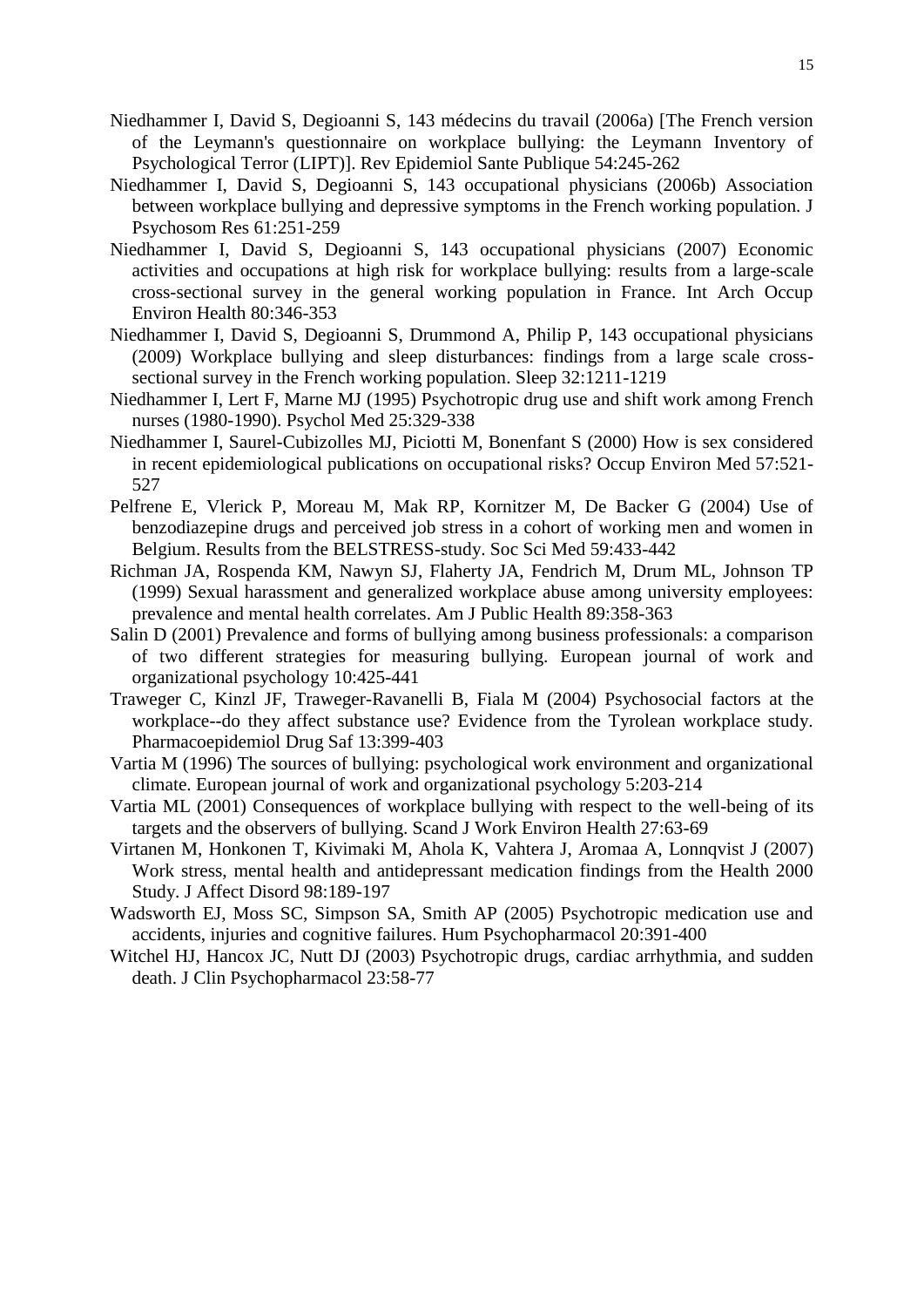Niedhammer I, David S, Degioanni S, 143 médecins du travail (2006a) [The French version of the Leymann's questionnaire on workplace bullying: the Leymann Inventory of Psychological Terror (LIPT)]. Rev Epidemiol Sante Publique 54:245-262

Niedhammer I, David S, Degioanni S, 143 occupational physicians (2006b) Association between workplace bullying and depressive symptoms in the French working population. J Psychosom Res 61:251-259

Niedhammer I, David S, Degioanni S, 143 occupational physicians (2007) Economic activities and occupations at high risk for workplace bullying: results from a large-scale cross-sectional survey in the general working population in France. Int Arch Occup Environ Health 80:346-353

Niedhammer I, David S, Degioanni S, Drummond A, Philip P, 143 occupational physicians (2009) Workplace bullying and sleep disturbances: findings from a large scale cross-sectional survey in the French working population. Sleep 32:1211-1219

Niedhammer I, Lert F, Marne MJ (1995) Psychotropic drug use and shift work among French nurses (1980-1990). Psychol Med 25:329-338

Niedhammer I, Saurel-Cubizolles MJ, Piciotti M, Bonenfant S (2000) How is sex considered in recent epidemiological publications on occupational risks? Occup Environ Med 57:521-527

Pelfrene E, Vlerick P, Moreau M, Mak RP, Kornitzer M, De Backer G (2004) Use of benzodiazepine drugs and perceived job stress in a cohort of working men and women in Belgium. Results from the BELSTRESS-study. Soc Sci Med 59:433-442

Richman JA, Rospenda KM, Nawyn SJ, Flaherty JA, Fendrich M, Drum ML, Johnson TP (1999) Sexual harassment and generalized workplace abuse among university employees: prevalence and mental health correlates. Am J Public Health 89:358-363

Salin D (2001) Prevalence and forms of bullying among business professionals: a comparison of two different strategies for measuring bullying. European journal of work and organizational psychology 10:425-441

Traweger C, Kinzl JF, Traweger-Ravanelli B, Fiala M (2004) Psychosocial factors at the workplace--do they affect substance use? Evidence from the Tyrolean workplace study. Pharmacoepidemiol Drug Saf 13:399-403

Vartia M (1996) The sources of bullying: psychological work environment and organizational climate. European journal of work and organizational psychology 5:203-214

Vartia ML (2001) Consequences of workplace bullying with respect to the well-being of its targets and the observers of bullying. Scand J Work Environ Health 27:63-69

Virtanen M, Honkonen T, Kivimaki M, Ahola K, Vahtera J, Aromaa A, Lonnqvist J (2007) Work stress, mental health and antidepressant medication findings from the Health 2000 Study. J Affect Disord 98:189-197

Wadsworth EJ, Moss SC, Simpson SA, Smith AP (2005) Psychotropic medication use and accidents, injuries and cognitive failures. Hum Psychopharmacol 20:391-400

Witchel HJ, Hancox JC, Nutt DJ (2003) Psychotropic drugs, cardiac arrhythmia, and sudden death. J Clin Psychopharmacol 23:58-77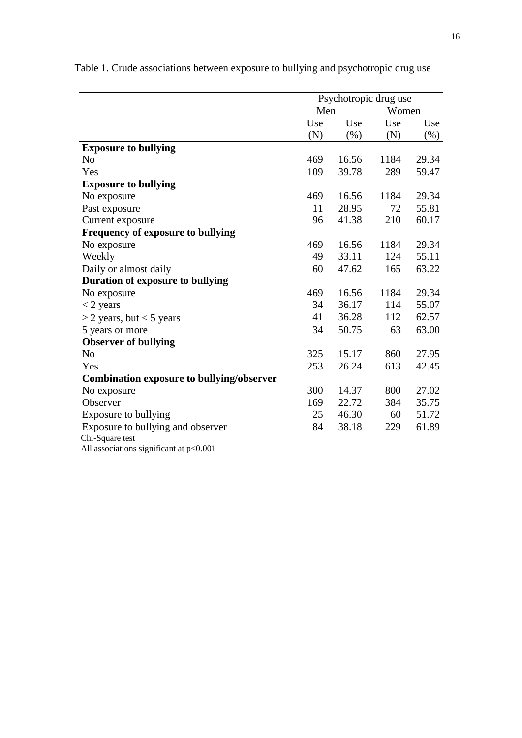Table 1. Crude associations between exposure to bullying and psychotropic drug use

| | Psychotropic drug use | | | |
|---|---|---|---|---|
| | Men | | Women | |
| | Use (N) | Use (%) | Use (N) | Use (%) |
| **Exposure to bullying** | | | | |
| No | 469 | 16.56 | 1184 | 29.34 |
| Yes | 109 | 39.78 | 289 | 59.47 |
| **Exposure to bullying** | | | | |
| No exposure | 469 | 16.56 | 1184 | 29.34 |
| Past exposure | 11 | 28.95 | 72 | 55.81 |
| Current exposure | 96 | 41.38 | 210 | 60.17 |
| **Frequency of exposure to bullying** | | | | |
| No exposure | 469 | 16.56 | 1184 | 29.34 |
| Weekly | 49 | 33.11 | 124 | 55.11 |
| Daily or almost daily | 60 | 47.62 | 165 | 63.22 |
| **Duration of exposure to bullying** | | | | |
| No exposure | 469 | 16.56 | 1184 | 29.34 |
| < 2 years | 34 | 36.17 | 114 | 55.07 |
| ≥ 2 years, but < 5 years | 41 | 36.28 | 112 | 62.57 |
| 5 years or more | 34 | 50.75 | 63 | 63.00 |
| **Observer of bullying** | | | | |
| No | 325 | 15.17 | 860 | 27.95 |
| Yes | 253 | 26.24 | 613 | 42.45 |
| **Combination exposure to bullying/observer** | | | | |
| No exposure | 300 | 14.37 | 800 | 27.02 |
| Observer | 169 | 22.72 | 384 | 35.75 |
| Exposure to bullying | 25 | 46.30 | 60 | 51.72 |
| Exposure to bullying and observer | 84 | 38.18 | 229 | 61.89 |

Chi-Square test

All associations significant at $p<0.001$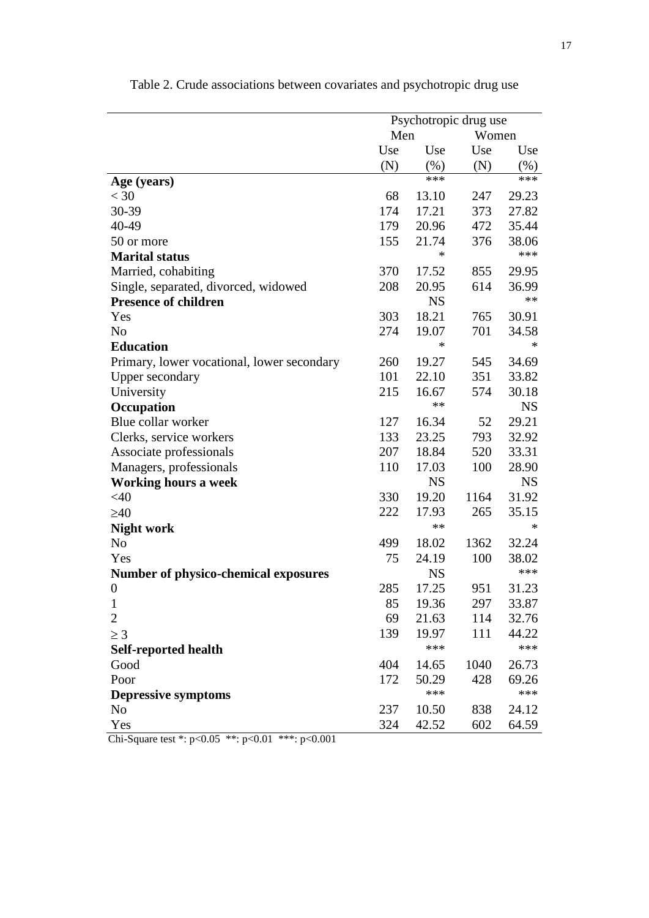Table 2. Crude associations between covariates and psychotropic drug use

| | Psychotropic drug use | | | |
|---|---|---|---|---|
| | Men | | Women | |
| | Use (N) | Use (%) | Use (N) | Use (%) |
| **Age (years)** | | *** | | *** |
| < 30 | 68 | 13.10 | 247 | 29.23 |
| 30-39 | 174 | 17.21 | 373 | 27.82 |
| 40-49 | 179 | 20.96 | 472 | 35.44 |
| 50 or more | 155 | 21.74 | 376 | 38.06 |
| **Marital status** | | * | | *** |
| Married, cohabiting | 370 | 17.52 | 855 | 29.95 |
| Single, separated, divorced, widowed | 208 | 20.95 | 614 | 36.99 |
| **Presence of children** | | NS | | ** |
| Yes | 303 | 18.21 | 765 | 30.91 |
| No | 274 | 19.07 | 701 | 34.58 |
| **Education** | | * | | * |
| Primary, lower vocational, lower secondary | 260 | 19.27 | 545 | 34.69 |
| Upper secondary | 101 | 22.10 | 351 | 33.82 |
| University | 215 | 16.67 | 574 | 30.18 |
| **Occupation** | | ** | | NS |
| Blue collar worker | 127 | 16.34 | 52 | 29.21 |
| Clerks, service workers | 133 | 23.25 | 793 | 32.92 |
| Associate professionals | 207 | 18.84 | 520 | 33.31 |
| Managers, professionals | 110 | 17.03 | 100 | 28.90 |
| **Working hours a week** | | NS | | NS |
| <40 | 330 | 19.20 | 1164 | 31.92 |
| ≥40 | 222 | 17.93 | 265 | 35.15 |
| **Night work** | | ** | | * |
| No | 499 | 18.02 | 1362 | 32.24 |
| Yes | 75 | 24.19 | 100 | 38.02 |
| **Number of physico-chemical exposures** | | NS | | *** |
| 0 | 285 | 17.25 | 951 | 31.23 |
| 1 | 85 | 19.36 | 297 | 33.87 |
| 2 | 69 | 21.63 | 114 | 32.76 |
| ≥ 3 | 139 | 19.97 | 111 | 44.22 |
| **Self-reported health** | | *** | | *** |
| Good | 404 | 14.65 | 1040 | 26.73 |
| Poor | 172 | 50.29 | 428 | 69.26 |
| **Depressive symptoms** | | *** | | *** |
| No | 237 | 10.50 | 838 | 24.12 |
| Yes | 324 | 42.52 | 602 | 64.59 |

Chi-Square test *: $p<0.05$ **: $p<0.01$ ***: $p<0.001$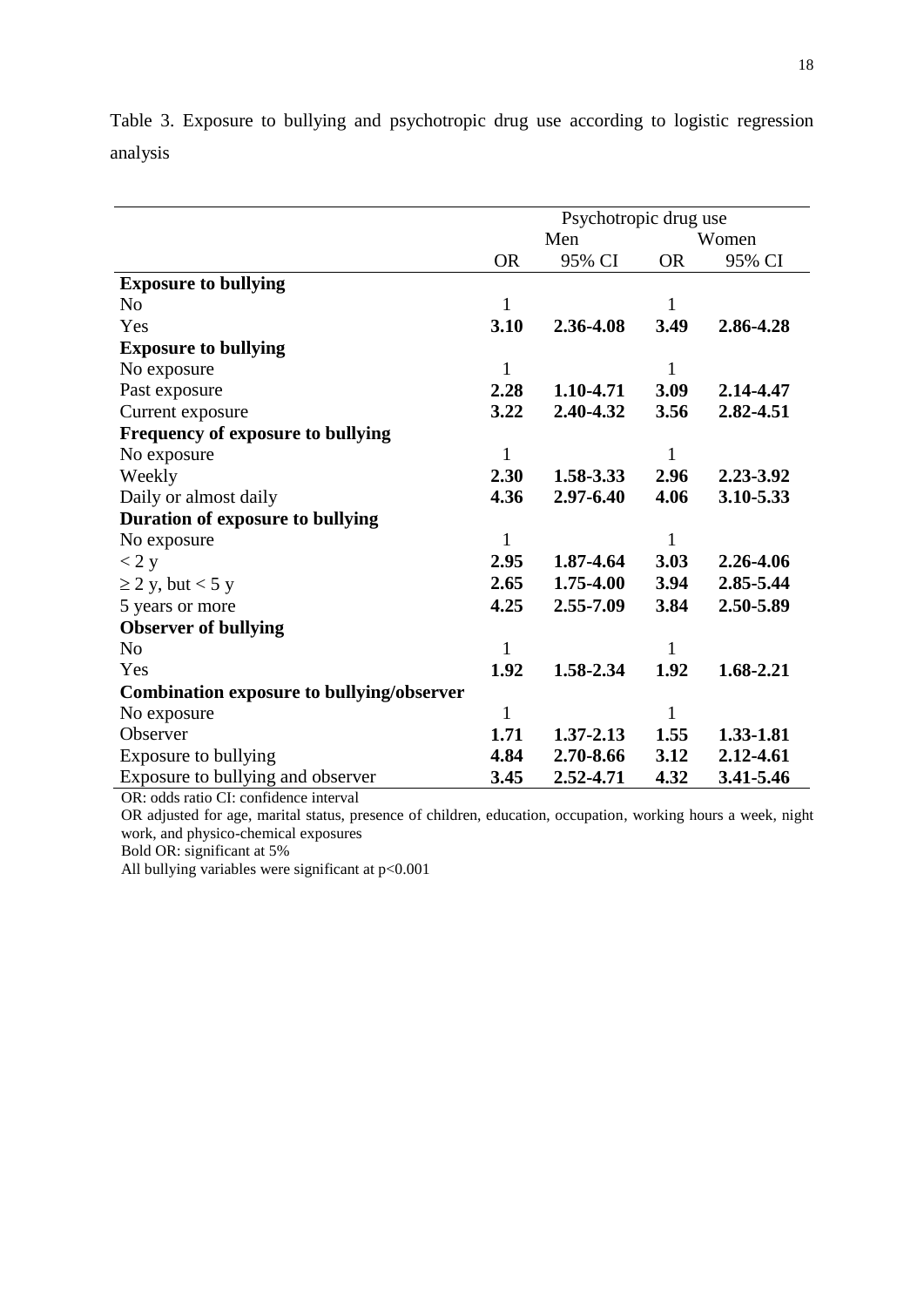Table 3. Exposure to bullying and psychotropic drug use according to logistic regression analysis

| | Psychotropic drug use | | | |
|---|---|---|---|---|
| | Men | | Women | |
| | OR | 95% CI | OR | 95% CI |
| **Exposure to bullying** | | | | |
| No | 1 | | 1 | |
| Yes | **3.10** | **2.36-4.08** | **3.49** | **2.86-4.28** |
| **Exposure to bullying** | | | | |
| No exposure | 1 | | 1 | |
| Past exposure | **2.28** | **1.10-4.71** | **3.09** | **2.14-4.47** |
| Current exposure | **3.22** | **2.40-4.32** | **3.56** | **2.82-4.51** |
| **Frequency of exposure to bullying** | | | | |
| No exposure | 1 | | 1 | |
| Weekly | **2.30** | **1.58-3.33** | **2.96** | **2.23-3.92** |
| Daily or almost daily | **4.36** | **2.97-6.40** | **4.06** | **3.10-5.33** |
| **Duration of exposure to bullying** | | | | |
| No exposure | 1 | | 1 | |
| < 2 y | **2.95** | **1.87-4.64** | **3.03** | **2.26-4.06** |
| ≥ 2 y, but < 5 y | **2.65** | **1.75-4.00** | **3.94** | **2.85-5.44** |
| 5 years or more | **4.25** | **2.55-7.09** | **3.84** | **2.50-5.89** |
| **Observer of bullying** | | | | |
| No | 1 | | 1 | |
| Yes | **1.92** | **1.58-2.34** | **1.92** | **1.68-2.21** |
| **Combination exposure to bullying/observer** | | | | |
| No exposure | 1 | | 1 | |
| Observer | **1.71** | **1.37-2.13** | **1.55** | **1.33-1.81** |
| Exposure to bullying | **4.84** | **2.70-8.66** | **3.12** | **2.12-4.61** |
| Exposure to bullying and observer | **3.45** | **2.52-4.71** | **4.32** | **3.41-5.46** |

OR: odds ratio CI: confidence interval

OR adjusted for age, marital status, presence of children, education, occupation, working hours a week, night work, and physico-chemical exposures

Bold OR: significant at 5%

All bullying variables were significant at $p<0.001$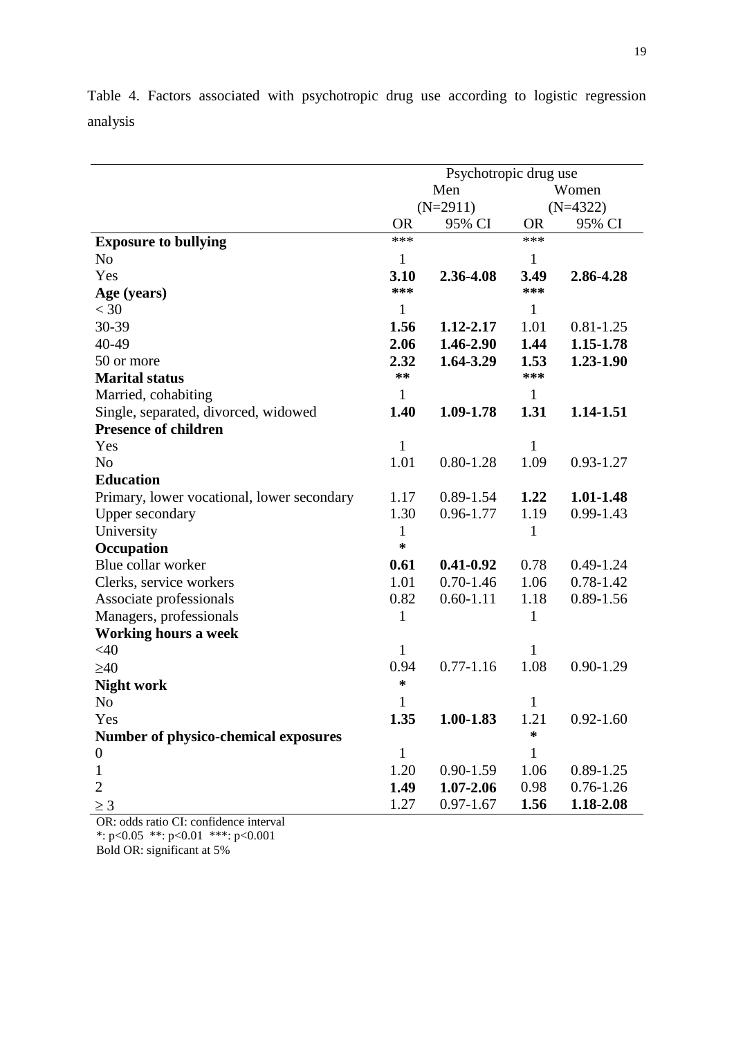Table 4. Factors associated with psychotropic drug use according to logistic regression analysis

| | Psychotropic drug use | | | |
|---|---|---|---|---|
| | Men (N=2911) | | Women (N=4322) | |
| | OR | 95% CI | OR | 95% CI |
| **Exposure to bullying** | *** | | *** | |
| No | 1 | | 1 | |
| Yes | **3.10** | **2.36-4.08** | **3.49** | **2.86-4.28** |
| **Age (years)** | *** | | *** | |
| < 30 | 1 | | 1 | |
| 30-39 | **1.56** | **1.12-2.17** | 1.01 | 0.81-1.25 |
| 40-49 | **2.06** | **1.46-2.90** | **1.44** | **1.15-1.78** |
| 50 or more | **2.32** | **1.64-3.29** | **1.53** | **1.23-1.90** |
| **Marital status** | ** | | *** | |
| Married, cohabiting | 1 | | 1 | |
| Single, separated, divorced, widowed | **1.40** | **1.09-1.78** | **1.31** | **1.14-1.51** |
| **Presence of children** | | | | |
| Yes | 1 | | 1 | |
| No | 1.01 | 0.80-1.28 | 1.09 | 0.93-1.27 |
| **Education** | | | | |
| Primary, lower vocational, lower secondary | 1.17 | 0.89-1.54 | **1.22** | **1.01-1.48** |
| Upper secondary | 1.30 | 0.96-1.77 | 1.19 | 0.99-1.43 |
| University | 1 | | 1 | |
| **Occupation** | * | | | |
| Blue collar worker | **0.61** | **0.41-0.92** | 0.78 | 0.49-1.24 |
| Clerks, service workers | 1.01 | 0.70-1.46 | 1.06 | 0.78-1.42 |
| Associate professionals | 0.82 | 0.60-1.11 | 1.18 | 0.89-1.56 |
| Managers, professionals | 1 | | 1 | |
| **Working hours a week** | | | | |
| <40 | 1 | | 1 | |
| ≥40 | 0.94 | 0.77-1.16 | 1.08 | 0.90-1.29 |
| **Night work** | * | | | |
| No | 1 | | 1 | |
| Yes | **1.35** | **1.00-1.83** | 1.21 | 0.92-1.60 |
| **Number of physico-chemical exposures** | | | * | |
| 0 | 1 | | 1 | |
| 1 | 1.20 | 0.90-1.59 | 1.06 | 0.89-1.25 |
| 2 | **1.49** | **1.07-2.06** | 0.98 | 0.76-1.26 |
| ≥ 3 | 1.27 | 0.97-1.67 | **1.56** | **1.18-2.08** |

OR: odds ratio CI: confidence interval
*: p<0.05 **: p<0.01 ***: p<0.001
Bold OR: significant at 5%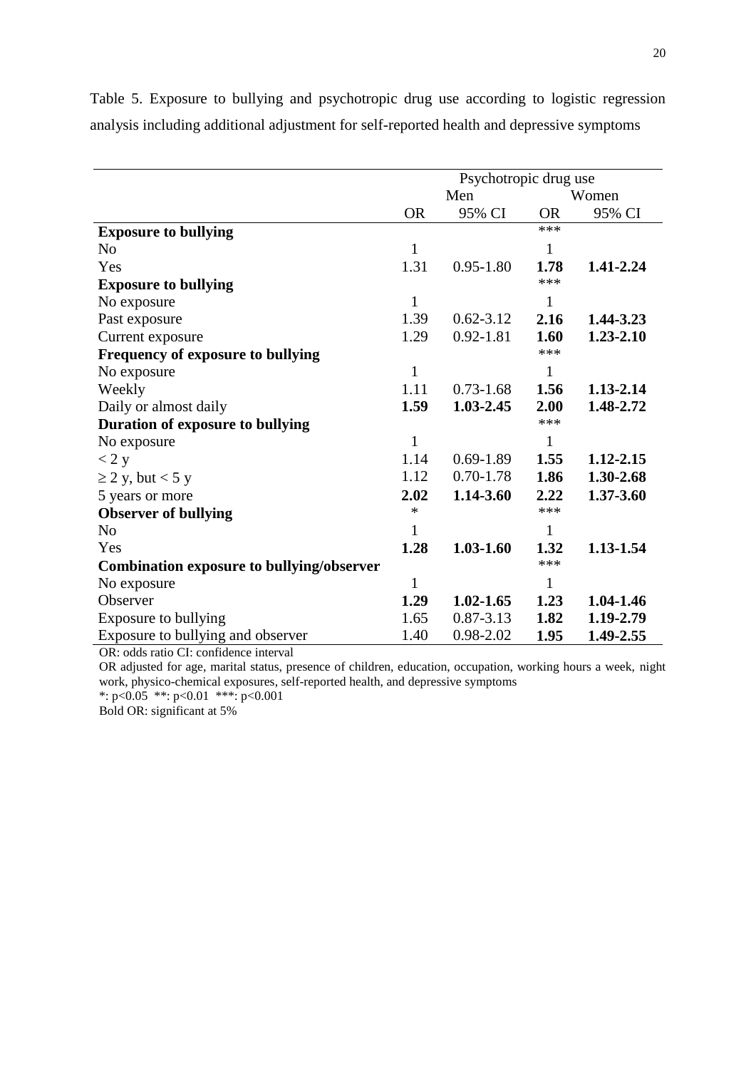Table 5. Exposure to bullying and psychotropic drug use according to logistic regression analysis including additional adjustment for self-reported health and depressive symptoms

| | Psychotropic drug use | | | |
|---|---|---|---|---|
| | Men | | Women | |
| | OR | 95% CI | OR | 95% CI |
| **Exposure to bullying** | | | *** | |
| No | 1 | | 1 | |
| Yes | 1.31 | 0.95-1.80 | **1.78** | **1.41-2.24** |
| **Exposure to bullying** | | | *** | |
| No exposure | 1 | | 1 | |
| Past exposure | 1.39 | 0.62-3.12 | **2.16** | **1.44-3.23** |
| Current exposure | 1.29 | 0.92-1.81 | **1.60** | **1.23-2.10** |
| **Frequency of exposure to bullying** | | | *** | |
| No exposure | 1 | | 1 | |
| Weekly | 1.11 | 0.73-1.68 | **1.56** | **1.13-2.14** |
| Daily or almost daily | **1.59** | **1.03-2.45** | **2.00** | **1.48-2.72** |
| **Duration of exposure to bullying** | | | *** | |
| No exposure | 1 | | 1 | |
| < 2 y | 1.14 | 0.69-1.89 | **1.55** | **1.12-2.15** |
| ≥ 2 y, but < 5 y | 1.12 | 0.70-1.78 | **1.86** | **1.30-2.68** |
| 5 years or more | **2.02** | **1.14-3.60** | **2.22** | **1.37-3.60** |
| **Observer of bullying** | * | | *** | |
| No | 1 | | 1 | |
| Yes | **1.28** | **1.03-1.60** | **1.32** | **1.13-1.54** |
| **Combination exposure to bullying/observer** | | | *** | |
| No exposure | 1 | | 1 | |
| Observer | **1.29** | **1.02-1.65** | **1.23** | **1.04-1.46** |
| Exposure to bullying | 1.65 | 0.87-3.13 | **1.82** | **1.19-2.79** |
| Exposure to bullying and observer | 1.40 | 0.98-2.02 | **1.95** | **1.49-2.55** |

OR: odds ratio CI: confidence interval

OR adjusted for age, marital status, presence of children, education, occupation, working hours a week, night work, physico-chemical exposures, self-reported health, and depressive symptoms

*: p<0.05 **: p<0.01 ***: p<0.001

Bold OR: significant at 5%